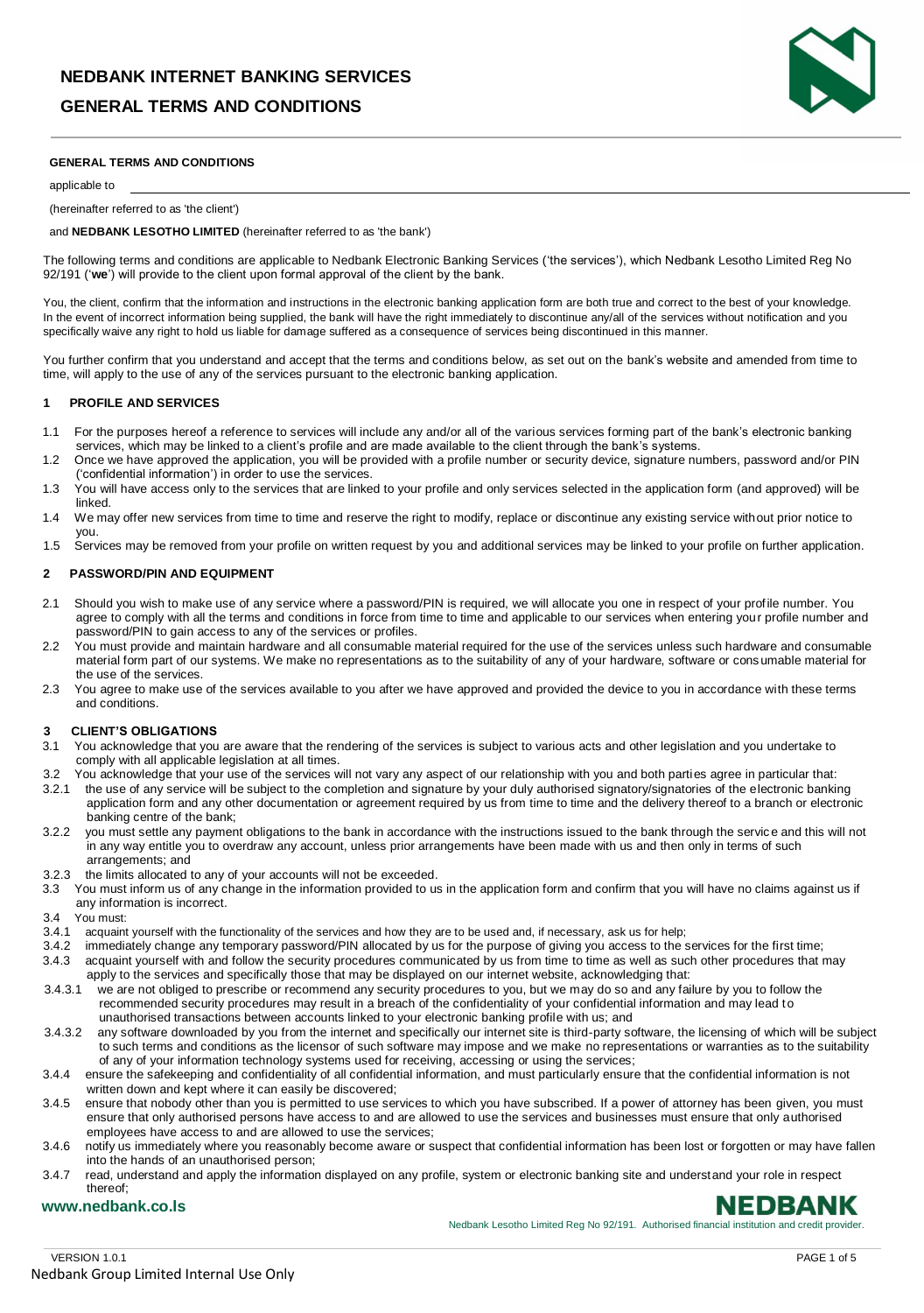# NEDBANK INTERNET BANKING SERVICES

# GENERAL TERMS AND CONDITIONS

**GENERAL TERMS AND CONDITIONS**

applicable to ______________________________________________

(hereinafter referred to as 'the client')

and **NEDBANK LESOTHO LIMITED** (hereinafter referred to as 'the bank')

The following terms and conditions are applicable to Nedbank Electronic Banking Services ('the services'), which Nedbank Lesotho Limited Reg No 92/191 ('**we**') will provide to the client upon formal approval of the client by the bank.

You, the client, confirm that the information and instructions in the electronic banking application form are both true and correct to the best of your knowledge. In the event of incorrect information being supplied, the bank will have the right immediately to discontinue any/all of the services without notification and you specifically waive any right to hold us liable for damage suffered as a consequence of services being discontinued in this manner.

You further confirm that you understand and accept that the terms and conditions below, as set out on the bank's website and amended from time to time, will apply to the use of any of the services pursuant to the electronic banking application.

## 1 PROFILE AND SERVICES

1.1 For the purposes hereof a reference to services will include any and/or all of the various services forming part of the bank's electronic banking services, which may be linked to a client's profile and are made available to the client through the bank's systems.

1.2 Once we have approved the application, you will be provided with a profile number or security device, signature numbers, password and/or PIN ('confidential information') in order to use the services.

1.3 You will have access only to the services that are linked to your profile and only services selected in the application form (and approved) will be linked.

1.4 We may offer new services from time to time and reserve the right to modify, replace or discontinue any existing service without prior notice to you.

1.5 Services may be removed from your profile on written request by you and additional services may be linked to your profile on further application.

## 2 PASSWORD/PIN AND EQUIPMENT

2.1 Should you wish to make use of any service where a password/PIN is required, we will allocate you one in respect of your profile number. You agree to comply with all the terms and conditions in force from time to time and applicable to our services when entering your profile number and password/PIN to gain access to any of the services or profiles.

2.2 You must provide and maintain hardware and all consumable material required for the use of the services unless such hardware and consumable material form part of our systems. We make no representations as to the suitability of any of your hardware, software or consumable material for the use of the services.

2.3 You agree to make use of the services available to you after we have approved and provided the device to you in accordance with these terms and conditions.

## 3 CLIENT'S OBLIGATIONS

3.1 You acknowledge that you are aware that the rendering of the services is subject to various acts and other legislation and you undertake to comply with all applicable legislation at all times.

3.2 You acknowledge that your use of the services will not vary any aspect of our relationship with you and both parties agree in particular that:

3.2.1 the use of any service will be subject to the completion and signature by your duly authorised signatory/signatories of the electronic banking application form and any other documentation or agreement required by us from time to time and the delivery thereof to a branch or electronic banking centre of the bank;

3.2.2 you must settle any payment obligations to the bank in accordance with the instructions issued to the bank through the service and this will not in any way entitle you to overdraw any account, unless prior arrangements have been made with us and then only in terms of such arrangements; and

3.2.3 the limits allocated to any of your accounts will not be exceeded.

3.3 You must inform us of any change in the information provided to us in the application form and confirm that you will have no claims against us if any information is incorrect.

3.4 You must:

3.4.1 acquaint yourself with the functionality of the services and how they are to be used and, if necessary, ask us for help;

3.4.2 immediately change any temporary password/PIN allocated by us for the purpose of giving you access to the services for the first time;

3.4.3 acquaint yourself with and follow the security procedures communicated by us from time to time as well as such other procedures that may apply to the services and specifically those that may be displayed on our internet website, acknowledging that:

3.4.3.1 we are not obliged to prescribe or recommend any security procedures to you, but we may do so and any failure by you to follow the recommended security procedures may result in a breach of the confidentiality of your confidential information and may lead to unauthorised transactions between accounts linked to your electronic banking profile with us; and

3.4.3.2 any software downloaded by you from the internet and specifically our internet site is third-party software, the licensing of which will be subject to such terms and conditions as the licensor of such software may impose and we make no representations or warranties as to the suitability of any of your information technology systems used for receiving, accessing or using the services;

3.4.4 ensure the safekeeping and confidentiality of all confidential information, and must particularly ensure that the confidential information is not written down and kept where it can easily be discovered;

3.4.5 ensure that nobody other than you is permitted to use services to which you have subscribed. If a power of attorney has been given, you must ensure that only authorised persons have access to and are allowed to use the services and businesses must ensure that only authorised employees have access to and are allowed to use the services;

3.4.6 notify us immediately where you reasonably become aware or suspect that confidential information has been lost or forgotten or may have fallen into the hands of an unauthorised person;

3.4.7 read, understand and apply the information displayed on any profile, system or electronic banking site and understand your role in respect thereof;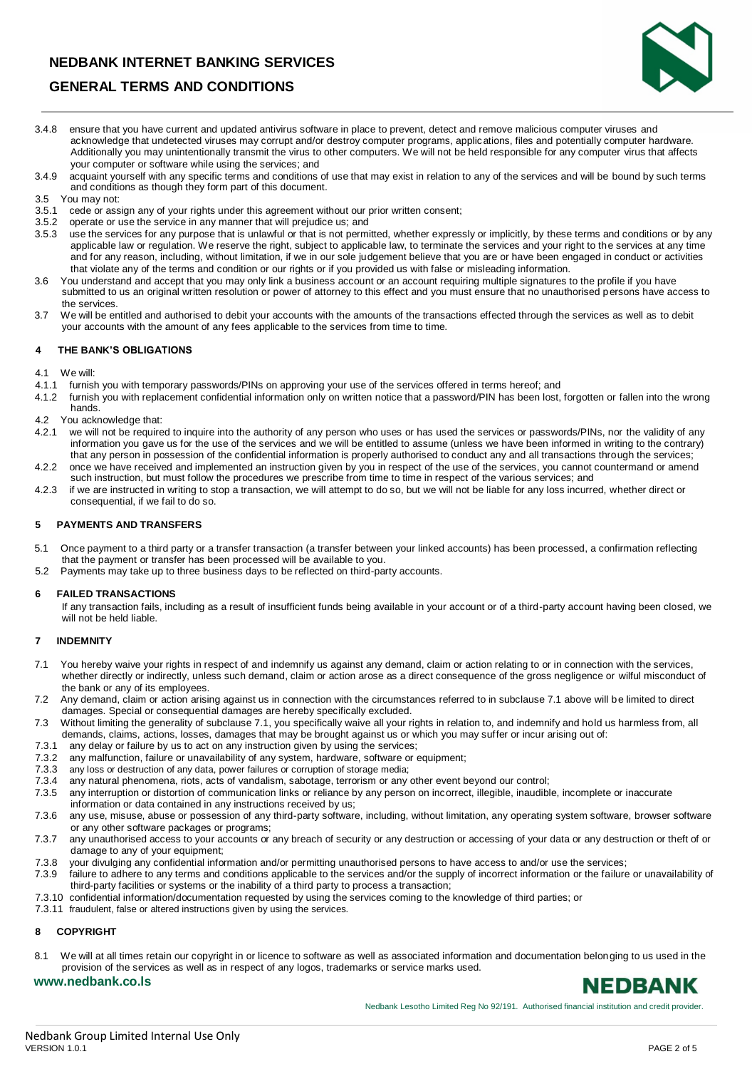3.4.8 ensure that you have current and updated antivirus software in place to prevent, detect and remove malicious computer viruses and acknowledge that undetected viruses may corrupt and/or destroy computer programs, applications, files and potentially computer hardware. Additionally you may unintentionally transmit the virus to other computers. We will not be held responsible for any computer virus that affects your computer or software while using the services; and

3.4.9 acquaint yourself with any specific terms and conditions of use that may exist in relation to any of the services and will be bound by such terms and conditions as though they form part of this document.

3.5 You may not:

3.5.1 cede or assign any of your rights under this agreement without our prior written consent;

3.5.2 operate or use the service in any manner that will prejudice us; and

3.5.3 use the services for any purpose that is unlawful or that is not permitted, whether expressly or implicitly, by these terms and conditions or by any applicable law or regulation. We reserve the right, subject to applicable law, to terminate the services and your right to the services at any time and for any reason, including, without limitation, if we in our sole judgement believe that you are or have been engaged in conduct or activities that violate any of the terms and condition or our rights or if you provided us with false or misleading information.

3.6 You understand and accept that you may only link a business account or an account requiring multiple signatures to the profile if you have submitted to us an original written resolution or power of attorney to this effect and you must ensure that no unauthorised persons have access to the services.

3.7 We will be entitled and authorised to debit your accounts with the amounts of the transactions effected through the services as well as to debit your accounts with the amount of any fees applicable to the services from time to time.

## 4 THE BANK'S OBLIGATIONS

4.1 We will:

4.1.1 furnish you with temporary passwords/PINs on approving your use of the services offered in terms hereof; and

4.1.2 furnish you with replacement confidential information only on written notice that a password/PIN has been lost, forgotten or fallen into the wrong hands.

4.2 You acknowledge that:

4.2.1 we will not be required to inquire into the authority of any person who uses or has used the services or passwords/PINs, nor the validity of any information you gave us for the use of the services and we will be entitled to assume (unless we have been informed in writing to the contrary) that any person in possession of the confidential information is properly authorised to conduct any and all transactions through the services;

4.2.2 once we have received and implemented an instruction given by you in respect of the use of the services, you cannot countermand or amend such instruction, but must follow the procedures we prescribe from time to time in respect of the various services; and

4.2.3 if we are instructed in writing to stop a transaction, we will attempt to do so, but we will not be liable for any loss incurred, whether direct or consequential, if we fail to do so.

## 5 PAYMENTS AND TRANSFERS

5.1 Once payment to a third party or a transfer transaction (a transfer between your linked accounts) has been processed, a confirmation reflecting that the payment or transfer has been processed will be available to you.

5.2 Payments may take up to three business days to be reflected on third-party accounts.

## 6 FAILED TRANSACTIONS

If any transaction fails, including as a result of insufficient funds being available in your account or of a third-party account having been closed, we will not be held liable.

## 7 INDEMNITY

7.1 You hereby waive your rights in respect of and indemnify us against any demand, claim or action relating to or in connection with the services, whether directly or indirectly, unless such demand, claim or action arose as a direct consequence of the gross negligence or wilful misconduct of the bank or any of its employees.

7.2 Any demand, claim or action arising against us in connection with the circumstances referred to in subclause 7.1 above will be limited to direct damages. Special or consequential damages are hereby specifically excluded.

7.3 Without limiting the generality of subclause 7.1, you specifically waive all your rights in relation to, and indemnify and hold us harmless from, all demands, claims, actions, losses, damages that may be brought against us or which you may suffer or incur arising out of:

7.3.1 any delay or failure by us to act on any instruction given by using the services;

7.3.2 any malfunction, failure or unavailability of any system, hardware, software or equipment;

7.3.3 any loss or destruction of any data, power failures or corruption of storage media;

7.3.4 any natural phenomena, riots, acts of vandalism, sabotage, terrorism or any other event beyond our control;

7.3.5 any interruption or distortion of communication links or reliance by any person on incorrect, illegible, inaudible, incomplete or inaccurate information or data contained in any instructions received by us;

7.3.6 any use, misuse, abuse or possession of any third-party software, including, without limitation, any operating system software, browser software or any other software packages or programs;

7.3.7 any unauthorised access to your accounts or any breach of security or any destruction or accessing of your data or any destruction or theft of or damage to any of your equipment;

7.3.8 your divulging any confidential information and/or permitting unauthorised persons to have access to and/or use the services;

7.3.9 failure to adhere to any terms and conditions applicable to the services and/or the supply of incorrect information or the failure or unavailability of third-party facilities or systems or the inability of a third party to process a transaction;

7.3.10 confidential information/documentation requested by using the services coming to the knowledge of third parties; or

7.3.11 fraudulent, false or altered instructions given by using the services.

## 8 COPYRIGHT

8.1 We will at all times retain our copyright in or licence to software as well as associated information and documentation belonging to us used in the provision of the services as well as in respect of any logos, trademarks or service marks used.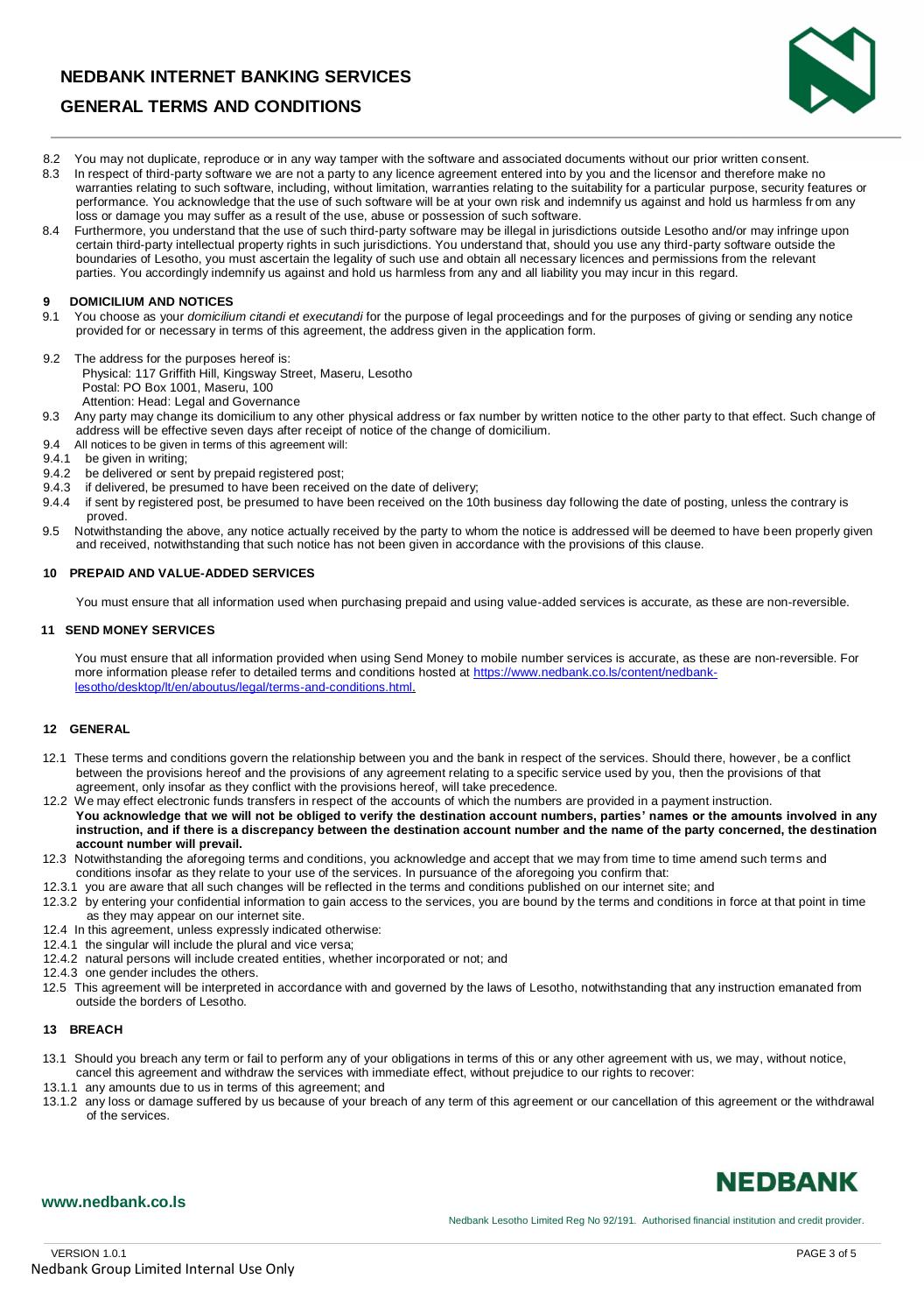8.2 You may not duplicate, reproduce or in any way tamper with the software and associated documents without our prior written consent.

8.3 In respect of third-party software we are not a party to any licence agreement entered into by you and the licensor and therefore make no warranties relating to such software, including, without limitation, warranties relating to the suitability for a particular purpose, security features or performance. You acknowledge that the use of such software will be at your own risk and indemnify us against and hold us harmless from any loss or damage you may suffer as a result of the use, abuse or possession of such software.

8.4 Furthermore, you understand that the use of such third-party software may be illegal in jurisdictions outside Lesotho and/or may infringe upon certain third-party intellectual property rights in such jurisdictions. You understand that, should you use any third-party software outside the boundaries of Lesotho, you must ascertain the legality of such use and obtain all necessary licences and permissions from the relevant parties. You accordingly indemnify us against and hold us harmless from any and all liability you may incur in this regard.

## 9 DOMICILIUM AND NOTICES

9.1 You choose as your *domicilium citandi et executandi* for the purpose of legal proceedings and for the purposes of giving or sending any notice provided for or necessary in terms of this agreement, the address given in the application form.

9.2 The address for the purposes hereof is:
Physical: 117 Griffith Hill, Kingsway Street, Maseru, Lesotho
Postal: PO Box 1001, Maseru, 100
Attention: Head: Legal and Governance

9.3 Any party may change its domicilium to any other physical address or fax number by written notice to the other party to that effect. Such change of address will be effective seven days after receipt of notice of the change of domicilium.

9.4 All notices to be given in terms of this agreement will:

9.4.1 be given in writing;

9.4.2 be delivered or sent by prepaid registered post;

9.4.3 if delivered, be presumed to have been received on the date of delivery;

9.4.4 if sent by registered post, be presumed to have been received on the 10th business day following the date of posting, unless the contrary is proved.

9.5 Notwithstanding the above, any notice actually received by the party to whom the notice is addressed will be deemed to have been properly given and received, notwithstanding that such notice has not been given in accordance with the provisions of this clause.

## 10 PREPAID AND VALUE-ADDED SERVICES

You must ensure that all information used when purchasing prepaid and using value-added services is accurate, as these are non-reversible.

## 11 SEND MONEY SERVICES

You must ensure that all information provided when using Send Money to mobile number services is accurate, as these are non-reversible. For more information please refer to detailed terms and conditions hosted at https://www.nedbank.co.ls/content/nedbank-lesotho/desktop/lt/en/aboutus/legal/terms-and-conditions.html.

## 12 GENERAL

12.1 These terms and conditions govern the relationship between you and the bank in respect of the services. Should there, however, be a conflict between the provisions hereof and the provisions of any agreement relating to a specific service used by you, then the provisions of that agreement, only insofar as they conflict with the provisions hereof, will take precedence.

12.2 We may effect electronic funds transfers in respect of the accounts of which the numbers are provided in a payment instruction. **You acknowledge that we will not be obliged to verify the destination account numbers, parties' names or the amounts involved in any instruction, and if there is a discrepancy between the destination account number and the name of the party concerned, the destination account number will prevail.**

12.3 Notwithstanding the aforegoing terms and conditions, you acknowledge and accept that we may from time to time amend such terms and conditions insofar as they relate to your use of the services. In pursuance of the aforegoing you confirm that:

12.3.1 you are aware that all such changes will be reflected in the terms and conditions published on our internet site; and

12.3.2 by entering your confidential information to gain access to the services, you are bound by the terms and conditions in force at that point in time as they may appear on our internet site.

12.4 In this agreement, unless expressly indicated otherwise:

12.4.1 the singular will include the plural and vice versa;

12.4.2 natural persons will include created entities, whether incorporated or not; and

12.4.3 one gender includes the others.

12.5 This agreement will be interpreted in accordance with and governed by the laws of Lesotho, notwithstanding that any instruction emanated from outside the borders of Lesotho.

## 13 BREACH

13.1 Should you breach any term or fail to perform any of your obligations in terms of this or any other agreement with us, we may, without notice, cancel this agreement and withdraw the services with immediate effect, without prejudice to our rights to recover:

13.1.1 any amounts due to us in terms of this agreement; and

13.1.2 any loss or damage suffered by us because of your breach of any term of this agreement or our cancellation of this agreement or the withdrawal of the services.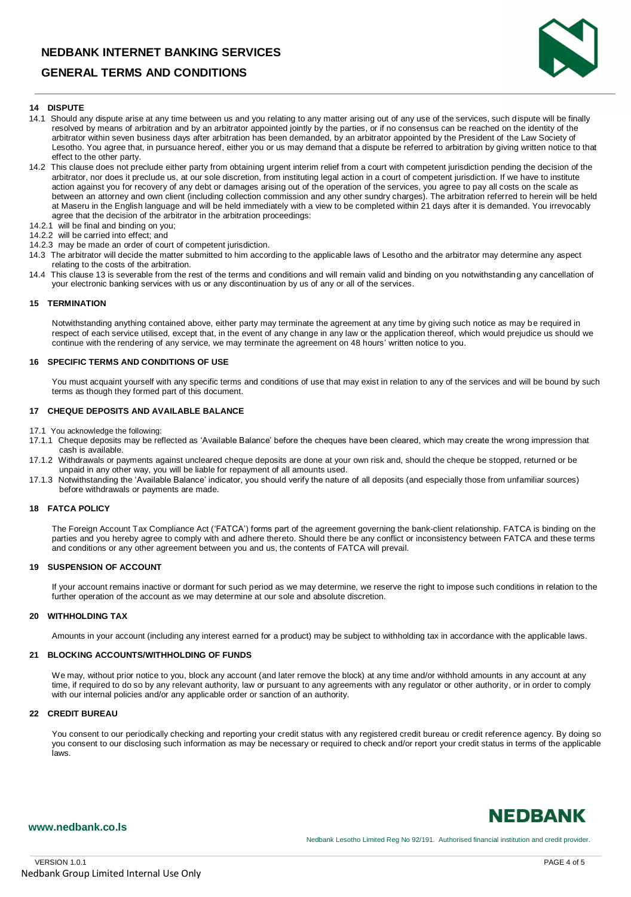## 14 DISPUTE

14.1 Should any dispute arise at any time between us and you relating to any matter arising out of any use of the services, such dispute will be finally resolved by means of arbitration and by an arbitrator appointed jointly by the parties, or if no consensus can be reached on the identity of the arbitrator within seven business days after arbitration has been demanded, by an arbitrator appointed by the President of the Law Society of Lesotho. You agree that, in pursuance hereof, either you or us may demand that a dispute be referred to arbitration by giving written notice to that effect to the other party.

14.2 This clause does not preclude either party from obtaining urgent interim relief from a court with competent jurisdiction pending the decision of the arbitrator, nor does it preclude us, at our sole discretion, from instituting legal action in a court of competent jurisdiction. If we have to institute action against you for recovery of any debt or damages arising out of the operation of the services, you agree to pay all costs on the scale as between an attorney and own client (including collection commission and any other sundry charges). The arbitration referred to herein will be held at Maseru in the English language and will be held immediately with a view to be completed within 21 days after it is demanded. You irrevocably agree that the decision of the arbitrator in the arbitration proceedings:

14.2.1 will be final and binding on you;

14.2.2 will be carried into effect; and

14.2.3 may be made an order of court of competent jurisdiction.

14.3 The arbitrator will decide the matter submitted to him according to the applicable laws of Lesotho and the arbitrator may determine any aspect relating to the costs of the arbitration.

14.4 This clause 13 is severable from the rest of the terms and conditions and will remain valid and binding on you notwithstanding any cancellation of your electronic banking services with us or any discontinuation by us of any or all of the services.

## 15 TERMINATION

Notwithstanding anything contained above, either party may terminate the agreement at any time by giving such notice as may be required in respect of each service utilised, except that, in the event of any change in any law or the application thereof, which would prejudice us should we continue with the rendering of any service, we may terminate the agreement on 48 hours' written notice to you.

## 16 SPECIFIC TERMS AND CONDITIONS OF USE

You must acquaint yourself with any specific terms and conditions of use that may exist in relation to any of the services and will be bound by such terms as though they formed part of this document.

## 17 CHEQUE DEPOSITS AND AVAILABLE BALANCE

17.1 You acknowledge the following:

17.1.1 Cheque deposits may be reflected as 'Available Balance' before the cheques have been cleared, which may create the wrong impression that cash is available.

17.1.2 Withdrawals or payments against uncleared cheque deposits are done at your own risk and, should the cheque be stopped, returned or be unpaid in any other way, you will be liable for repayment of all amounts used.

17.1.3 Notwithstanding the 'Available Balance' indicator, you should verify the nature of all deposits (and especially those from unfamiliar sources) before withdrawals or payments are made.

## 18 FATCA POLICY

The Foreign Account Tax Compliance Act ('FATCA') forms part of the agreement governing the bank-client relationship. FATCA is binding on the parties and you hereby agree to comply with and adhere thereto. Should there be any conflict or inconsistency between FATCA and these terms and conditions or any other agreement between you and us, the contents of FATCA will prevail.

## 19 SUSPENSION OF ACCOUNT

If your account remains inactive or dormant for such period as we may determine, we reserve the right to impose such conditions in relation to the further operation of the account as we may determine at our sole and absolute discretion.

## 20 WITHHOLDING TAX

Amounts in your account (including any interest earned for a product) may be subject to withholding tax in accordance with the applicable laws.

## 21 BLOCKING ACCOUNTS/WITHHOLDING OF FUNDS

We may, without prior notice to you, block any account (and later remove the block) at any time and/or withhold amounts in any account at any time, if required to do so by any relevant authority, law or pursuant to any agreements with any regulator or other authority, or in order to comply with our internal policies and/or any applicable order or sanction of an authority.

## 22 CREDIT BUREAU

You consent to our periodically checking and reporting your credit status with any registered credit bureau or credit reference agency. By doing so you consent to our disclosing such information as may be necessary or required to check and/or report your credit status in terms of the applicable laws.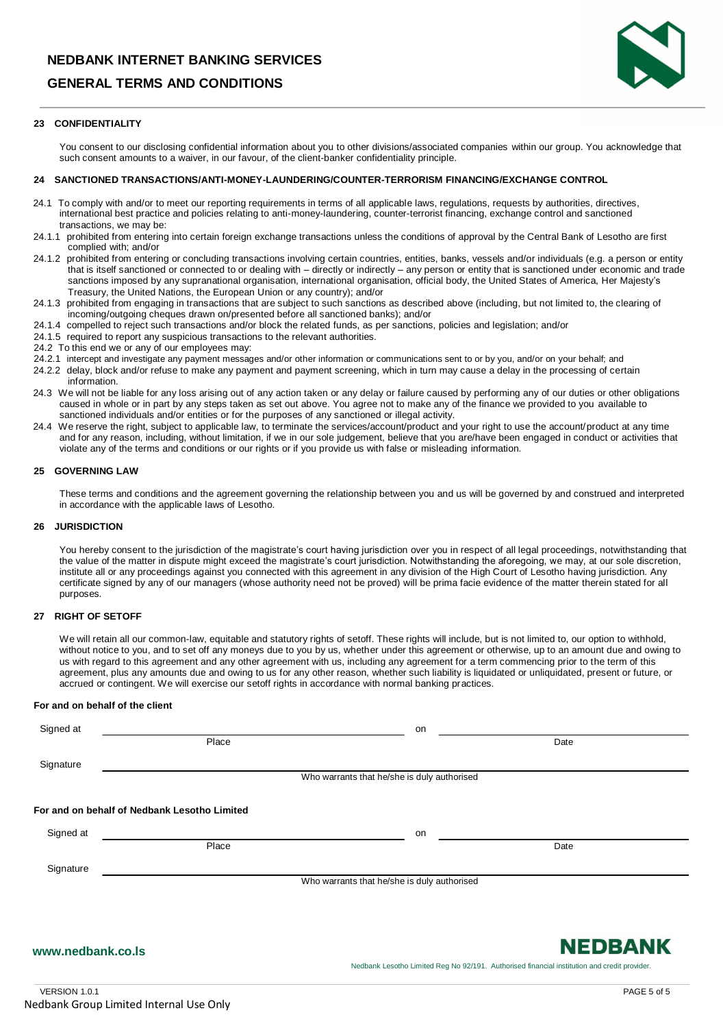## 23 CONFIDENTIALITY

You consent to our disclosing confidential information about you to other divisions/associated companies within our group. You acknowledge that such consent amounts to a waiver, in our favour, of the client-banker confidentiality principle.

## 24 SANCTIONED TRANSACTIONS/ANTI-MONEY-LAUNDERING/COUNTER-TERRORISM FINANCING/EXCHANGE CONTROL

24.1 To comply with and/or to meet our reporting requirements in terms of all applicable laws, regulations, requests by authorities, directives, international best practice and policies relating to anti-money-laundering, counter-terrorist financing, exchange control and sanctioned transactions, we may be:

24.1.1 prohibited from entering into certain foreign exchange transactions unless the conditions of approval by the Central Bank of Lesotho are first complied with; and/or

24.1.2 prohibited from entering or concluding transactions involving certain countries, entities, banks, vessels and/or individuals (e.g. a person or entity that is itself sanctioned or connected to or dealing with – directly or indirectly – any person or entity that is sanctioned under economic and trade sanctions imposed by any supranational organisation, international organisation, official body, the United States of America, Her Majesty's Treasury, the United Nations, the European Union or any country); and/or

24.1.3 prohibited from engaging in transactions that are subject to such sanctions as described above (including, but not limited to, the clearing of incoming/outgoing cheques drawn on/presented before all sanctioned banks); and/or

24.1.4 compelled to reject such transactions and/or block the related funds, as per sanctions, policies and legislation; and/or

24.1.5 required to report any suspicious transactions to the relevant authorities.

24.2 To this end we or any of our employees may:

24.2.1 intercept and investigate any payment messages and/or other information or communications sent to or by you, and/or on your behalf; and

24.2.2 delay, block and/or refuse to make any payment and payment screening, which in turn may cause a delay in the processing of certain information.

24.3 We will not be liable for any loss arising out of any action taken or any delay or failure caused by performing any of our duties or other obligations caused in whole or in part by any steps taken as set out above. You agree not to make any of the finance we provided to you available to sanctioned individuals and/or entities or for the purposes of any sanctioned or illegal activity.

24.4 We reserve the right, subject to applicable law, to terminate the services/account/product and your right to use the account/product at any time and for any reason, including, without limitation, if we in our sole judgement, believe that you are/have been engaged in conduct or activities that violate any of the terms and conditions or our rights or if you provide us with false or misleading information.

## 25 GOVERNING LAW

These terms and conditions and the agreement governing the relationship between you and us will be governed by and construed and interpreted in accordance with the applicable laws of Lesotho.

## 26 JURISDICTION

You hereby consent to the jurisdiction of the magistrate's court having jurisdiction over you in respect of all legal proceedings, notwithstanding that the value of the matter in dispute might exceed the magistrate's court jurisdiction. Notwithstanding the aforegoing, we may, at our sole discretion, institute all or any proceedings against you connected with this agreement in any division of the High Court of Lesotho having jurisdiction. Any certificate signed by any of our managers (whose authority need not be proved) will be prima facie evidence of the matter therein stated for all purposes.

## 27 RIGHT OF SETOFF

We will retain all our common-law, equitable and statutory rights of setoff. These rights will include, but is not limited to, our option to withhold, without notice to you, and to set off any moneys due to you by us, whether under this agreement or otherwise, up to an amount due and owing to us with regard to this agreement and any other agreement with us, including any agreement for a term commencing prior to the term of this agreement, plus any amounts due and owing to us for any other reason, whether such liability is liquidated or unliquidated, present or future, or accrued or contingent. We will exercise our setoff rights in accordance with normal banking practices.

**For and on behalf of the client**

Signed at ______________________ on ______________________
Place Date

Signature ______________________
Who warrants that he/she is duly authorised

**For and on behalf of Nedbank Lesotho Limited**

Signed at ______________________ on ______________________
Place Date

Signature ______________________
Who warrants that he/she is duly authorised

www.nedbank.co.ls

NEDBANK

Nedbank Lesotho Limited Reg No 92/191. Authorised financial institution and credit provider.

VERSION 1.0.1

Nedbank Group Limited Internal Use Only